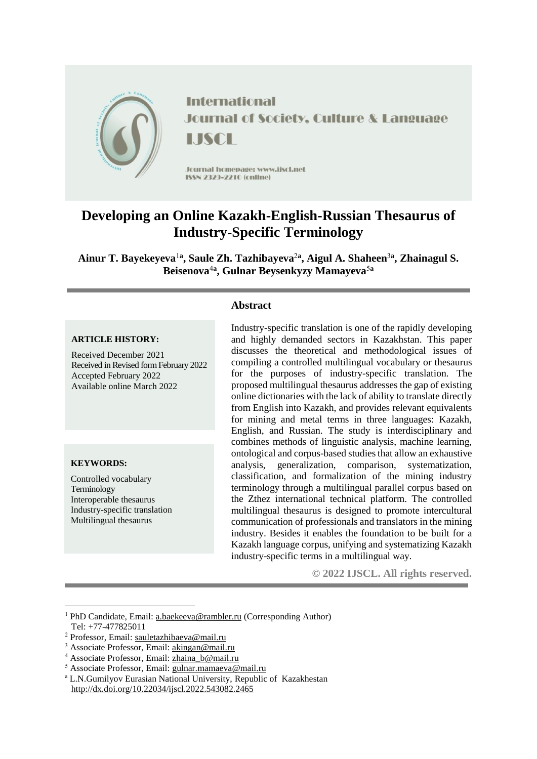International Journal of Society, Culture & Language

IJSCL

Journal homepage: www.ijscl.net

ISSN 2329-2210 (online)

# Developing an Online Kazakh-English-Russian Thesaurus of Industry-Specific Terminology

**Ainur T. Bayekeyeva[1a], Saule Zh. Tazhibayeva[2a], Aigul A. Shaheen[3a], Zhainagul S. Beisenova[4a], Gulnar Beysenkyzy Mamayeva[5a]**

**ARTICLE HISTORY:**

Received December 2021
Received in Revised form February 2022
Accepted February 2022
Available online March 2022

**KEYWORDS:**

Controlled vocabulary
Terminology
Interoperable thesaurus
Industry-specific translation
Multilingual thesaurus

## Abstract

Industry-specific translation is one of the rapidly developing and highly demanded sectors in Kazakhstan. This paper discusses the theoretical and methodological issues of compiling a controlled multilingual vocabulary or thesaurus for the purposes of industry-specific translation. The proposed multilingual thesaurus addresses the gap of existing online dictionaries with the lack of ability to translate directly from English into Kazakh, and provides relevant equivalents for mining and metal terms in three languages: Kazakh, English, and Russian. The study is interdisciplinary and combines methods of linguistic analysis, machine learning, ontological and corpus-based studies that allow an exhaustive analysis, generalization, comparison, systematization, classification, and formalization of the mining industry terminology through a multilingual parallel corpus based on the Zthez international technical platform. The controlled multilingual thesaurus is designed to promote intercultural communication of professionals and translators in the mining industry. Besides it enables the foundation to be built for a Kazakh language corpus, unifying and systematizing Kazakh industry-specific terms in a multilingual way.

**© 2022 IJSCL. All rights reserved.**

---

[1] PhD Candidate, Email: a.baekeeva@rambler.ru (Corresponding Author)
Tel: +77-477825011

[2] Professor, Email: sauletazhibaeva@mail.ru

[3] Associate Professor, Email: akingan@mail.ru

[4] Associate Professor, Email: zhaina_b@mail.ru

[5] Associate Professor, Email: gulnar.mamaeva@mail.ru

[a] L.N.Gumilyov Eurasian National University, Republic of Kazakhestan
http://dx.doi.org/10.22034/ijscl.2022.543082.2465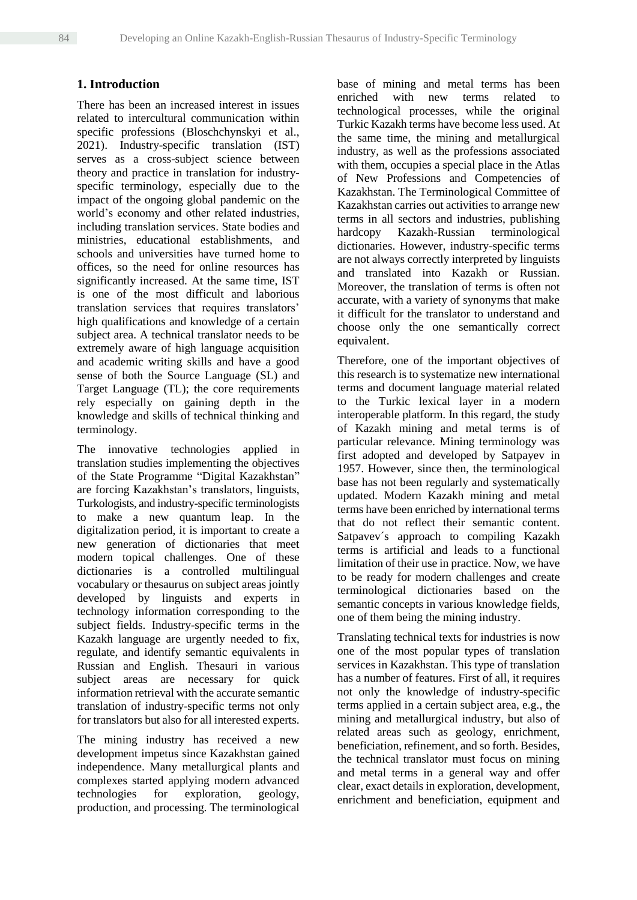## 1. Introduction

There has been an increased interest in issues related to intercultural communication within specific professions (Bloschchynskyi et al., 2021). Industry-specific translation (IST) serves as a cross-subject science between theory and practice in translation for industry-specific terminology, especially due to the impact of the ongoing global pandemic on the world's economy and other related industries, including translation services. State bodies and ministries, educational establishments, and schools and universities have turned home to offices, so the need for online resources has significantly increased. At the same time, IST is one of the most difficult and laborious translation services that requires translators' high qualifications and knowledge of a certain subject area. A technical translator needs to be extremely aware of high language acquisition and academic writing skills and have a good sense of both the Source Language (SL) and Target Language (TL); the core requirements rely especially on gaining depth in the knowledge and skills of technical thinking and terminology.

The innovative technologies applied in translation studies implementing the objectives of the State Programme "Digital Kazakhstan" are forcing Kazakhstan's translators, linguists, Turkologists, and industry-specific terminologists to make a new quantum leap. In the digitalization period, it is important to create a new generation of dictionaries that meet modern topical challenges. One of these dictionaries is a controlled multilingual vocabulary or thesaurus on subject areas jointly developed by linguists and experts in technology information corresponding to the subject fields. Industry-specific terms in the Kazakh language are urgently needed to fix, regulate, and identify semantic equivalents in Russian and English. Thesauri in various subject areas are necessary for quick information retrieval with the accurate semantic translation of industry-specific terms not only for translators but also for all interested experts.

The mining industry has received a new development impetus since Kazakhstan gained independence. Many metallurgical plants and complexes started applying modern advanced technologies for exploration, geology, production, and processing. The terminological base of mining and metal terms has been enriched with new terms related to technological processes, while the original Turkic Kazakh terms have become less used. At the same time, the mining and metallurgical industry, as well as the professions associated with them, occupies a special place in the Atlas of New Professions and Competencies of Kazakhstan. The Terminological Committee of Kazakhstan carries out activities to arrange new terms in all sectors and industries, publishing hardcopy Kazakh-Russian terminological dictionaries. However, industry-specific terms are not always correctly interpreted by linguists and translated into Kazakh or Russian. Moreover, the translation of terms is often not accurate, with a variety of synonyms that make it difficult for the translator to understand and choose only the one semantically correct equivalent.

Therefore, one of the important objectives of this research is to systematize new international terms and document language material related to the Turkic lexical layer in a modern interoperable platform. In this regard, the study of Kazakh mining and metal terms is of particular relevance. Mining terminology was first adopted and developed by Satpayev in 1957. However, since then, the terminological base has not been regularly and systematically updated. Modern Kazakh mining and metal terms have been enriched by international terms that do not reflect their semantic content. Satpavev´s approach to compiling Kazakh terms is artificial and leads to a functional limitation of their use in practice. Now, we have to be ready for modern challenges and create terminological dictionaries based on the semantic concepts in various knowledge fields, one of them being the mining industry.

Translating technical texts for industries is now one of the most popular types of translation services in Kazakhstan. This type of translation has a number of features. First of all, it requires not only the knowledge of industry-specific terms applied in a certain subject area, e.g., the mining and metallurgical industry, but also of related areas such as geology, enrichment, beneficiation, refinement, and so forth. Besides, the technical translator must focus on mining and metal terms in a general way and offer clear, exact details in exploration, development, enrichment and beneficiation, equipment and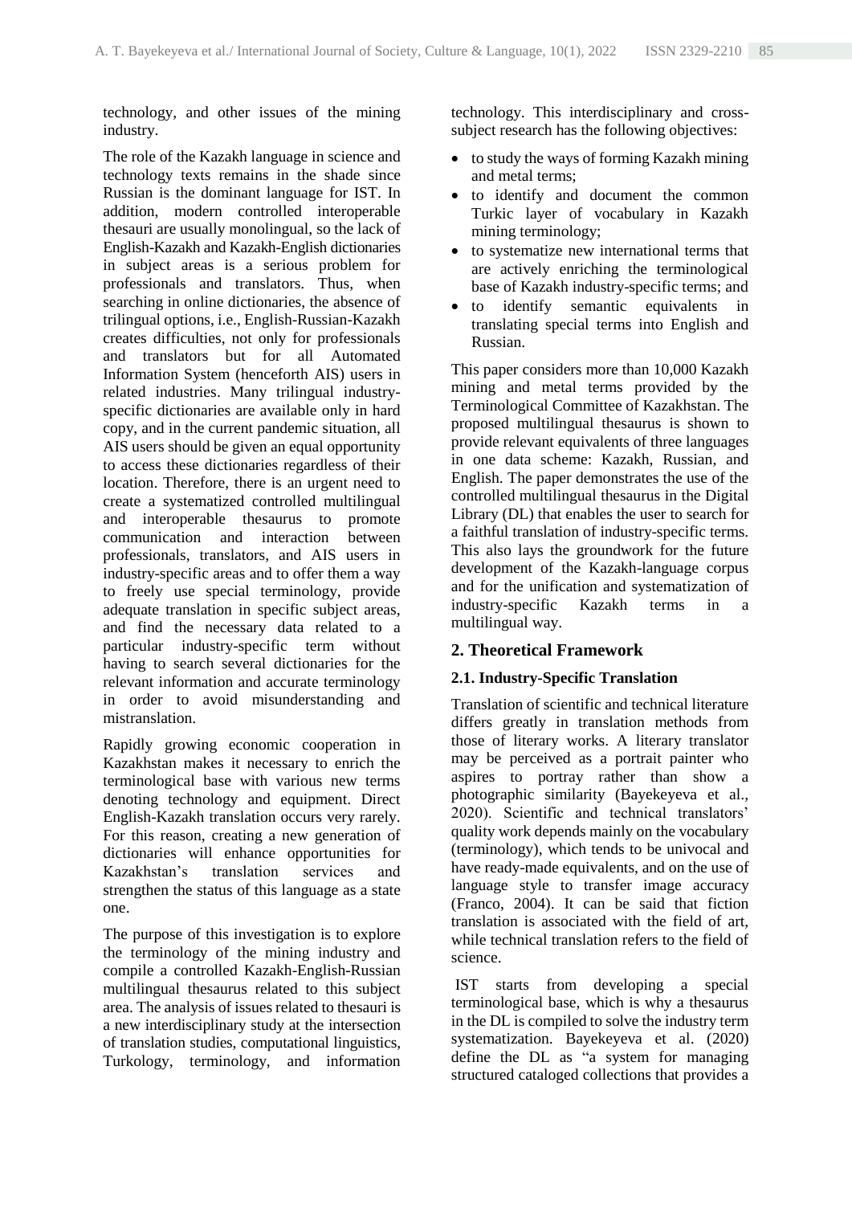technology, and other issues of the mining industry.

The role of the Kazakh language in science and technology texts remains in the shade since Russian is the dominant language for IST. In addition, modern controlled interoperable thesauri are usually monolingual, so the lack of English-Kazakh and Kazakh-English dictionaries in subject areas is a serious problem for professionals and translators. Thus, when searching in online dictionaries, the absence of trilingual options, i.e., English-Russian-Kazakh creates difficulties, not only for professionals and translators but for all Automated Information System (henceforth AIS) users in related industries. Many trilingual industry-specific dictionaries are available only in hard copy, and in the current pandemic situation, all AIS users should be given an equal opportunity to access these dictionaries regardless of their location. Therefore, there is an urgent need to create a systematized controlled multilingual and interoperable thesaurus to promote communication and interaction between professionals, translators, and AIS users in industry-specific areas and to offer them a way to freely use special terminology, provide adequate translation in specific subject areas, and find the necessary data related to a particular industry-specific term without having to search several dictionaries for the relevant information and accurate terminology in order to avoid misunderstanding and mistranslation.

Rapidly growing economic cooperation in Kazakhstan makes it necessary to enrich the terminological base with various new terms denoting technology and equipment. Direct English-Kazakh translation occurs very rarely. For this reason, creating a new generation of dictionaries will enhance opportunities for Kazakhstan's translation services and strengthen the status of this language as a state one.

The purpose of this investigation is to explore the terminology of the mining industry and compile a controlled Kazakh-English-Russian multilingual thesaurus related to this subject area. The analysis of issues related to thesauri is a new interdisciplinary study at the intersection of translation studies, computational linguistics, Turkology, terminology, and information technology. This interdisciplinary and cross-subject research has the following objectives:

- to study the ways of forming Kazakh mining and metal terms;
- to identify and document the common Turkic layer of vocabulary in Kazakh mining terminology;
- to systematize new international terms that are actively enriching the terminological base of Kazakh industry-specific terms; and
- to identify semantic equivalents in translating special terms into English and Russian.

This paper considers more than 10,000 Kazakh mining and metal terms provided by the Terminological Committee of Kazakhstan. The proposed multilingual thesaurus is shown to provide relevant equivalents of three languages in one data scheme: Kazakh, Russian, and English. The paper demonstrates the use of the controlled multilingual thesaurus in the Digital Library (DL) that enables the user to search for a faithful translation of industry-specific terms. This also lays the groundwork for the future development of the Kazakh-language corpus and for the unification and systematization of industry-specific Kazakh terms in a multilingual way.

## 2. Theoretical Framework

### 2.1. Industry-Specific Translation

Translation of scientific and technical literature differs greatly in translation methods from those of literary works. A literary translator may be perceived as a portrait painter who aspires to portray rather than show a photographic similarity (Bayekeyeva et al., 2020). Scientific and technical translators' quality work depends mainly on the vocabulary (terminology), which tends to be univocal and have ready-made equivalents, and on the use of language style to transfer image accuracy (Franco, 2004). It can be said that fiction translation is associated with the field of art, while technical translation refers to the field of science.

IST starts from developing a special terminological base, which is why a thesaurus in the DL is compiled to solve the industry term systematization. Bayekeyeva et al. (2020) define the DL as "a system for managing structured cataloged collections that provides a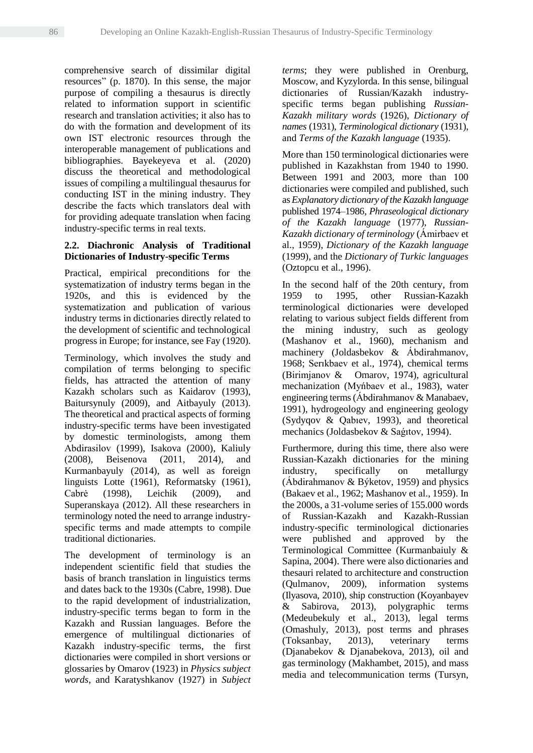comprehensive search of dissimilar digital resources" (p. 1870). In this sense, the major purpose of compiling a thesaurus is directly related to information support in scientific research and translation activities; it also has to do with the formation and development of its own IST electronic resources through the interoperable management of publications and bibliographies. Bayekeyeva et al. (2020) discuss the theoretical and methodological issues of compiling a multilingual thesaurus for conducting IST in the mining industry. They describe the facts which translators deal with for providing adequate translation when facing industry-specific terms in real texts.

### 2.2. Diachronic Analysis of Traditional Dictionaries of Industry-specific Terms

Practical, empirical preconditions for the systematization of industry terms began in the 1920s, and this is evidenced by the systematization and publication of various industry terms in dictionaries directly related to the development of scientific and technological progress in Europe; for instance, see Fay (1920).

Terminology, which involves the study and compilation of terms belonging to specific fields, has attracted the attention of many Kazakh scholars such as Kaidarov (1993), Baitursynuly (2009), and Aitbayuly (2013). The theoretical and practical aspects of forming industry-specific terms have been investigated by domestic terminologists, among them Abdirasilov (1999), Isakova (2000), Kaliuly (2008), Beisenova (2011, 2014), and Kurmanbayuly (2014), as well as foreign linguists Lotte (1961), Reformatsky (1961), Cabrė (1998), Leichik (2009), and Superanskaya (2012). All these researchers in terminology noted the need to arrange industry-specific terms and made attempts to compile traditional dictionaries.

The development of terminology is an independent scientific field that studies the basis of branch translation in linguistics terms and dates back to the 1930s (Cabre, 1998). Due to the rapid development of industrialization, industry-specific terms began to form in the Kazakh and Russian languages. Before the emergence of multilingual dictionaries of Kazakh industry-specific terms, the first dictionaries were compiled in short versions or glossaries by Omarov (1923) in *Physics subject words*, and Karatyshkanov (1927) in *Subject terms*; they were published in Orenburg, Moscow, and Kyzylorda. In this sense, bilingual dictionaries of Russian/Kazakh industry-specific terms began publishing *Russian-Kazakh military words* (1926), *Dictionary of names* (1931), *Terminological dictionary* (1931), and *Terms of the Kazakh language* (1935).

More than 150 terminological dictionaries were published in Kazakhstan from 1940 to 1990. Between 1991 and 2003, more than 100 dictionaries were compiled and published, such as *Explanatory dictionary of the Kazakh language* published 1974–1986, *Phraseological dictionary of the Kazakh language* (1977), *Russian-Kazakh dictionary of terminology* (Ámirbaev et al., 1959), *Dictionary of the Kazakh language* (1999), and the *Dictionary of Turkic languages* (Oztopcu et al., 1996).

In the second half of the 20th century, from 1959 to 1995, other Russian-Kazakh terminological dictionaries were developed relating to various subject fields different from the mining industry, such as geology (Mashanov et al., 1960), mechanism and machinery (Joldasbekov & Ábdirahmanov, 1968; Serıkbaev et al., 1974), chemical terms (Birimjanov & Omarov, 1974), agricultural mechanization (Myńbaev et al., 1983), water engineering terms (Ábdirahmanov & Manabaev, 1991), hydrogeology and engineering geology (Sydyqov & Qabıev, 1993), and theoretical mechanics (Joldasbekov & Saǵıtov, 1994).

Furthermore, during this time, there also were Russian-Kazakh dictionaries for the mining industry, specifically on metallurgy (Ábdirahmanov & Býketov, 1959) and physics (Bakaev et al., 1962; Mashanov et al., 1959). In the 2000s, a 31-volume series of 155.000 words of Russian-Kazakh and Kazakh-Russian industry-specific terminological dictionaries were published and approved by the Terminological Committee (Kurmanbaiuly & Sapina, 2004). There were also dictionaries and thesauri related to architecture and construction (Qulmanov, 2009), information systems (Ilyasova, 2010), ship construction (Koyanbayev & Sabirova, 2013), polygraphic terms (Medeubekuly et al., 2013), legal terms (Omashuly, 2013), post terms and phrases (Toksanbay, 2013), veterinary terms (Djanabekov & Djanabekova, 2013), oil and gas terminology (Makhambet, 2015), and mass media and telecommunication terms (Tursyn,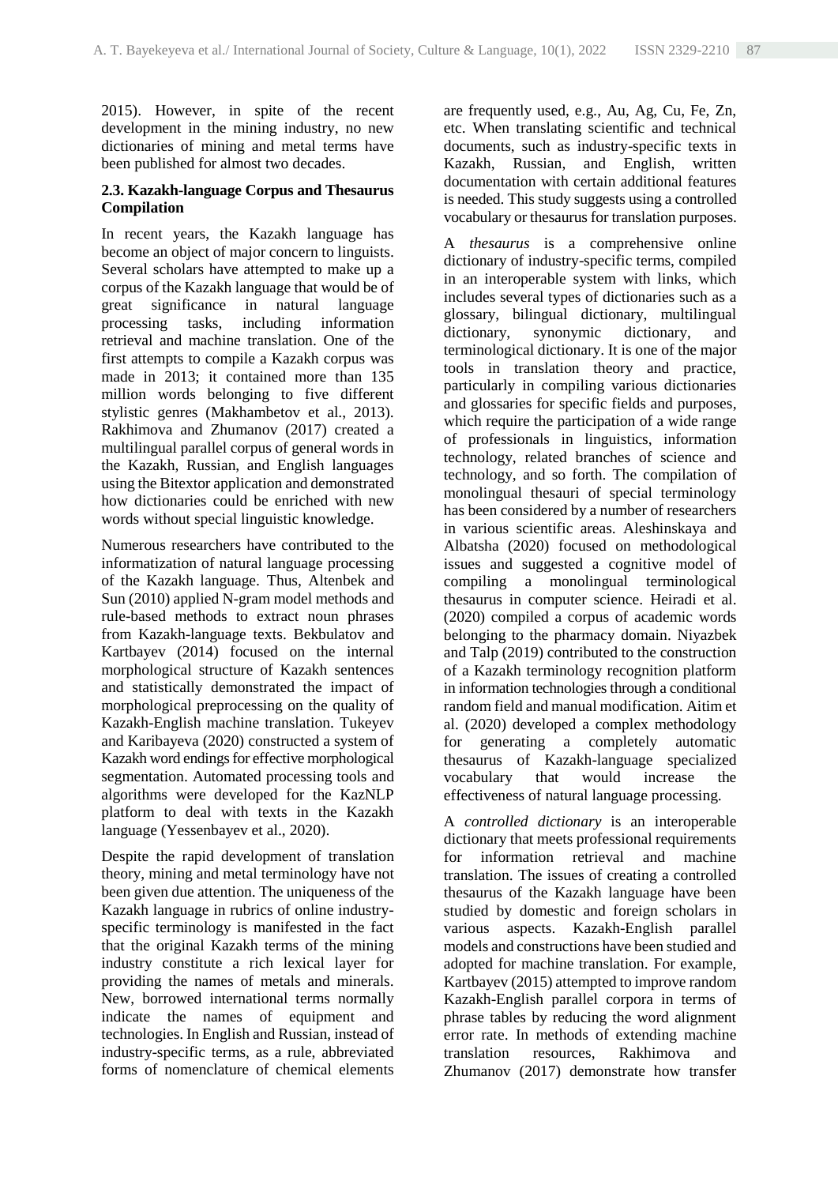2015). However, in spite of the recent development in the mining industry, no new dictionaries of mining and metal terms have been published for almost two decades.

### 2.3. Kazakh-language Corpus and Thesaurus Compilation

In recent years, the Kazakh language has become an object of major concern to linguists. Several scholars have attempted to make up a corpus of the Kazakh language that would be of great significance in natural language processing tasks, including information retrieval and machine translation. One of the first attempts to compile a Kazakh corpus was made in 2013; it contained more than 135 million words belonging to five different stylistic genres (Makhambetov et al., 2013). Rakhimova and Zhumanov (2017) created a multilingual parallel corpus of general words in the Kazakh, Russian, and English languages using the Bitextor application and demonstrated how dictionaries could be enriched with new words without special linguistic knowledge.

Numerous researchers have contributed to the informatization of natural language processing of the Kazakh language. Thus, Altenbek and Sun (2010) applied N-gram model methods and rule-based methods to extract noun phrases from Kazakh-language texts. Bekbulatov and Kartbayev (2014) focused on the internal morphological structure of Kazakh sentences and statistically demonstrated the impact of morphological preprocessing on the quality of Kazakh-English machine translation. Tukeyev and Karibayeva (2020) constructed a system of Kazakh word endings for effective morphological segmentation. Automated processing tools and algorithms were developed for the KazNLP platform to deal with texts in the Kazakh language (Yessenbayev et al., 2020).

Despite the rapid development of translation theory, mining and metal terminology have not been given due attention. The uniqueness of the Kazakh language in rubrics of online industry-specific terminology is manifested in the fact that the original Kazakh terms of the mining industry constitute a rich lexical layer for providing the names of metals and minerals. New, borrowed international terms normally indicate the names of equipment and technologies. In English and Russian, instead of industry-specific terms, as a rule, abbreviated forms of nomenclature of chemical elements are frequently used, e.g., Au, Ag, Cu, Fe, Zn, etc. When translating scientific and technical documents, such as industry-specific texts in Kazakh, Russian, and English, written documentation with certain additional features is needed. This study suggests using a controlled vocabulary or thesaurus for translation purposes.

A *thesaurus* is a comprehensive online dictionary of industry-specific terms, compiled in an interoperable system with links, which includes several types of dictionaries such as a glossary, bilingual dictionary, multilingual dictionary, synonymic dictionary, and terminological dictionary. It is one of the major tools in translation theory and practice, particularly in compiling various dictionaries and glossaries for specific fields and purposes, which require the participation of a wide range of professionals in linguistics, information technology, related branches of science and technology, and so forth. The compilation of monolingual thesauri of special terminology has been considered by a number of researchers in various scientific areas. Aleshinskaya and Albatsha (2020) focused on methodological issues and suggested a cognitive model of compiling a monolingual terminological thesaurus in computer science. Heiradi et al. (2020) compiled a corpus of academic words belonging to the pharmacy domain. Niyazbek and Talp (2019) contributed to the construction of a Kazakh terminology recognition platform in information technologies through a conditional random field and manual modification. Aitim et al. (2020) developed a complex methodology for generating a completely automatic thesaurus of Kazakh-language specialized vocabulary that would increase the effectiveness of natural language processing.

A *controlled dictionary* is an interoperable dictionary that meets professional requirements for information retrieval and machine translation. The issues of creating a controlled thesaurus of the Kazakh language have been studied by domestic and foreign scholars in various aspects. Kazakh-English parallel models and constructions have been studied and adopted for machine translation. For example, Kartbayev (2015) attempted to improve random Kazakh-English parallel corpora in terms of phrase tables by reducing the word alignment error rate. In methods of extending machine translation resources, Rakhimova and Zhumanov (2017) demonstrate how transfer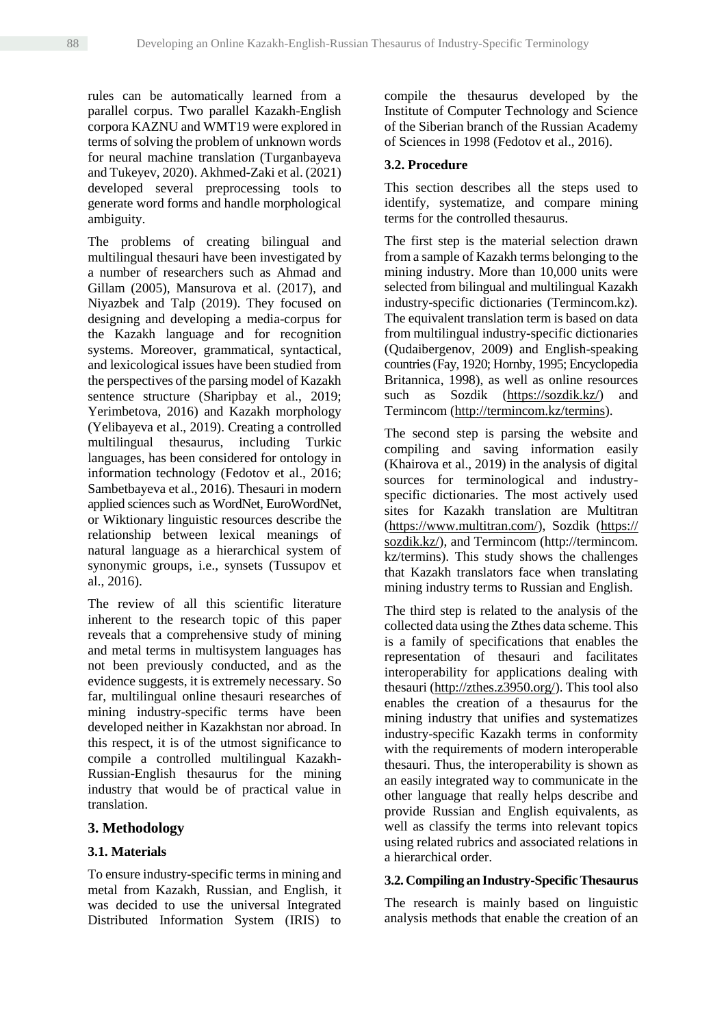rules can be automatically learned from a parallel corpus. Two parallel Kazakh-English corpora KAZNU and WMT19 were explored in terms of solving the problem of unknown words for neural machine translation (Turganbayeva and Tukeyev, 2020). Akhmed-Zaki et al. (2021) developed several preprocessing tools to generate word forms and handle morphological ambiguity.

The problems of creating bilingual and multilingual thesauri have been investigated by a number of researchers such as Ahmad and Gillam (2005), Mansurova et al. (2017), and Niyazbek and Talp (2019). They focused on designing and developing a media-corpus for the Kazakh language and for recognition systems. Moreover, grammatical, syntactical, and lexicological issues have been studied from the perspectives of the parsing model of Kazakh sentence structure (Sharipbay et al., 2019; Yerimbetova, 2016) and Kazakh morphology (Yelibayeva et al., 2019). Creating a controlled multilingual thesaurus, including Turkic languages, has been considered for ontology in information technology (Fedotov et al., 2016; Sambetbayeva et al., 2016). Thesauri in modern applied sciences such as WordNet, EuroWordNet, or Wiktionary linguistic resources describe the relationship between lexical meanings of natural language as a hierarchical system of synonymic groups, i.e., synsets (Tussupov et al., 2016).

The review of all this scientific literature inherent to the research topic of this paper reveals that a comprehensive study of mining and metal terms in multisystem languages has not been previously conducted, and as the evidence suggests, it is extremely necessary. So far, multilingual online thesauri researches of mining industry-specific terms have been developed neither in Kazakhstan nor abroad. In this respect, it is of the utmost significance to compile a controlled multilingual Kazakh-Russian-English thesaurus for the mining industry that would be of practical value in translation.

## 3. Methodology

### 3.1. Materials

To ensure industry-specific terms in mining and metal from Kazakh, Russian, and English, it was decided to use the universal Integrated Distributed Information System (IRIS) to compile the thesaurus developed by the Institute of Computer Technology and Science of the Siberian branch of the Russian Academy of Sciences in 1998 (Fedotov et al., 2016).

### 3.2. Procedure

This section describes all the steps used to identify, systematize, and compare mining terms for the controlled thesaurus.

The first step is the material selection drawn from a sample of Kazakh terms belonging to the mining industry. More than 10,000 units were selected from bilingual and multilingual Kazakh industry-specific dictionaries (Termincom.kz). The equivalent translation term is based on data from multilingual industry-specific dictionaries (Qudaibergenov, 2009) and English-speaking countries (Fay, 1920; Hornby, 1995; Encyclopedia Britannica, 1998), as well as online resources such as Sozdik (https://sozdik.kz/) and Termincom (http://termincom.kz/termins).

The second step is parsing the website and compiling and saving information easily (Khairova et al., 2019) in the analysis of digital sources for terminological and industry-specific dictionaries. The most actively used sites for Kazakh translation are Multitran (https://www.multitran.com/), Sozdik (https://sozdik.kz/), and Termincom (http://termincom.kz/termins). This study shows the challenges that Kazakh translators face when translating mining industry terms to Russian and English.

The third step is related to the analysis of the collected data using the Zthes data scheme. This is a family of specifications that enables the representation of thesauri and facilitates interoperability for applications dealing with thesauri (http://zthes.z3950.org/). This tool also enables the creation of a thesaurus for the mining industry that unifies and systematizes industry-specific Kazakh terms in conformity with the requirements of modern interoperable thesauri. Thus, the interoperability is shown as an easily integrated way to communicate in the other language that really helps describe and provide Russian and English equivalents, as well as classify the terms into relevant topics using related rubrics and associated relations in a hierarchical order.

### 3.2. Compiling an Industry-Specific Thesaurus

The research is mainly based on linguistic analysis methods that enable the creation of an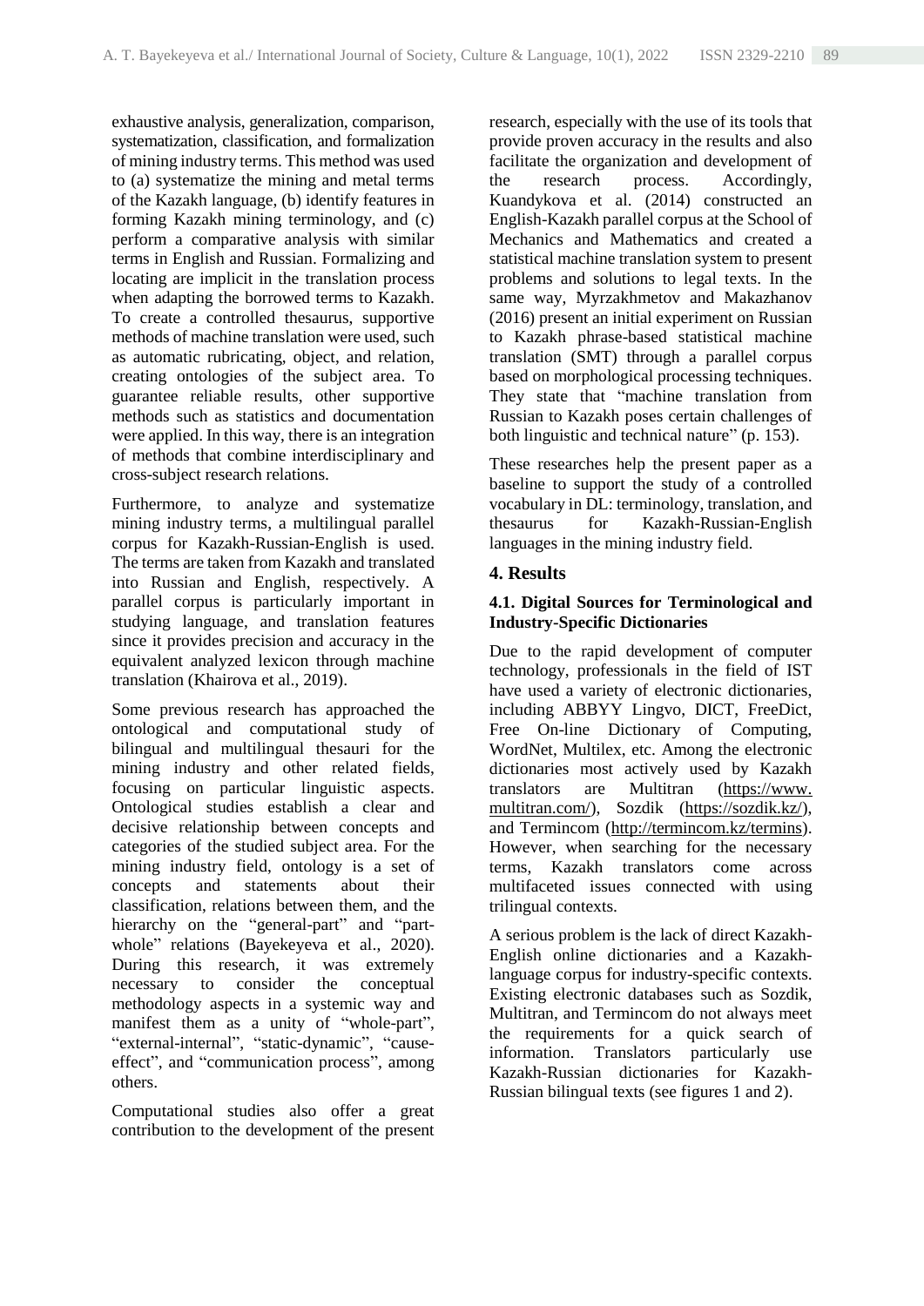exhaustive analysis, generalization, comparison, systematization, classification, and formalization of mining industry terms. This method was used to (a) systematize the mining and metal terms of the Kazakh language, (b) identify features in forming Kazakh mining terminology, and (c) perform a comparative analysis with similar terms in English and Russian. Formalizing and locating are implicit in the translation process when adapting the borrowed terms to Kazakh. To create a controlled thesaurus, supportive methods of machine translation were used, such as automatic rubricating, object, and relation, creating ontologies of the subject area. To guarantee reliable results, other supportive methods such as statistics and documentation were applied. In this way, there is an integration of methods that combine interdisciplinary and cross-subject research relations.

Furthermore, to analyze and systematize mining industry terms, a multilingual parallel corpus for Kazakh-Russian-English is used. The terms are taken from Kazakh and translated into Russian and English, respectively. A parallel corpus is particularly important in studying language, and translation features since it provides precision and accuracy in the equivalent analyzed lexicon through machine translation (Khairova et al., 2019).

Some previous research has approached the ontological and computational study of bilingual and multilingual thesauri for the mining industry and other related fields, focusing on particular linguistic aspects. Ontological studies establish a clear and decisive relationship between concepts and categories of the studied subject area. For the mining industry field, ontology is a set of concepts and statements about their classification, relations between them, and the hierarchy on the "general-part" and "part-whole" relations (Bayekeyeva et al., 2020). During this research, it was extremely necessary to consider the conceptual methodology aspects in a systemic way and manifest them as a unity of "whole-part", "external-internal", "static-dynamic", "cause-effect", and "communication process", among others.

Computational studies also offer a great contribution to the development of the present research, especially with the use of its tools that provide proven accuracy in the results and also facilitate the organization and development of the research process. Accordingly, Kuandykova et al. (2014) constructed an English-Kazakh parallel corpus at the School of Mechanics and Mathematics and created a statistical machine translation system to present problems and solutions to legal texts. In the same way, Myrzakhmetov and Makazhanov (2016) present an initial experiment on Russian to Kazakh phrase-based statistical machine translation (SMT) through a parallel corpus based on morphological processing techniques. They state that "machine translation from Russian to Kazakh poses certain challenges of both linguistic and technical nature" (p. 153).

These researches help the present paper as a baseline to support the study of a controlled vocabulary in DL: terminology, translation, and thesaurus for Kazakh-Russian-English languages in the mining industry field.

## 4. Results

### 4.1. Digital Sources for Terminological and Industry-Specific Dictionaries

Due to the rapid development of computer technology, professionals in the field of IST have used a variety of electronic dictionaries, including ABBYY Lingvo, DICT, FreeDict, Free On-line Dictionary of Computing, WordNet, Multilex, etc. Among the electronic dictionaries most actively used by Kazakh translators are Multitran (https://www.multitran.com/), Sozdik (https://sozdik.kz/), and Termincom (http://termincom.kz/termins). However, when searching for the necessary terms, Kazakh translators come across multifaceted issues connected with using trilingual contexts.

A serious problem is the lack of direct Kazakh-English online dictionaries and a Kazakh-language corpus for industry-specific contexts. Existing electronic databases such as Sozdik, Multitran, and Termincom do not always meet the requirements for a quick search of information. Translators particularly use Kazakh-Russian dictionaries for Kazakh-Russian bilingual texts (see figures 1 and 2).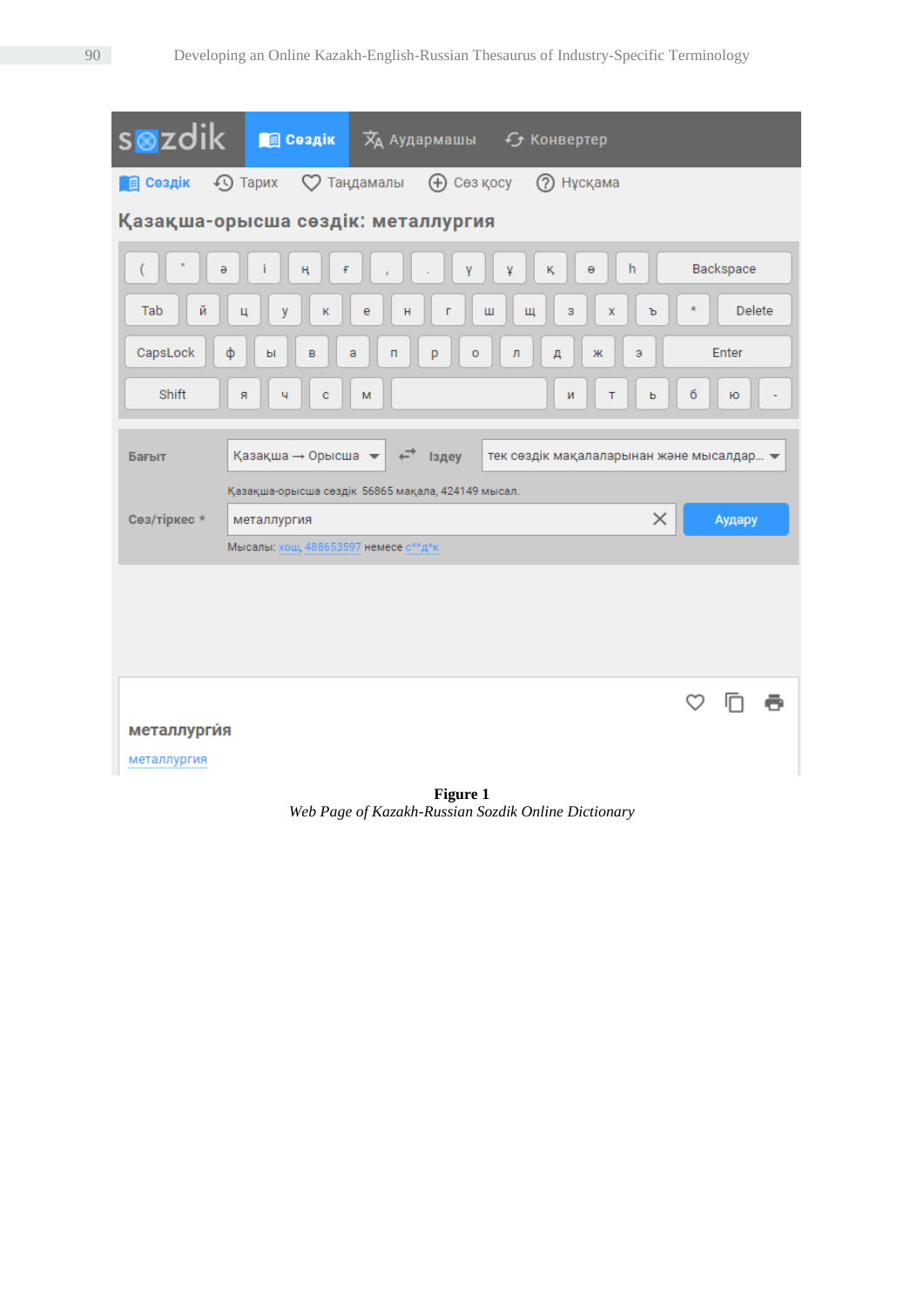**Figure 1**

*Web Page of Kazakh-Russian Sozdik Online Dictionary*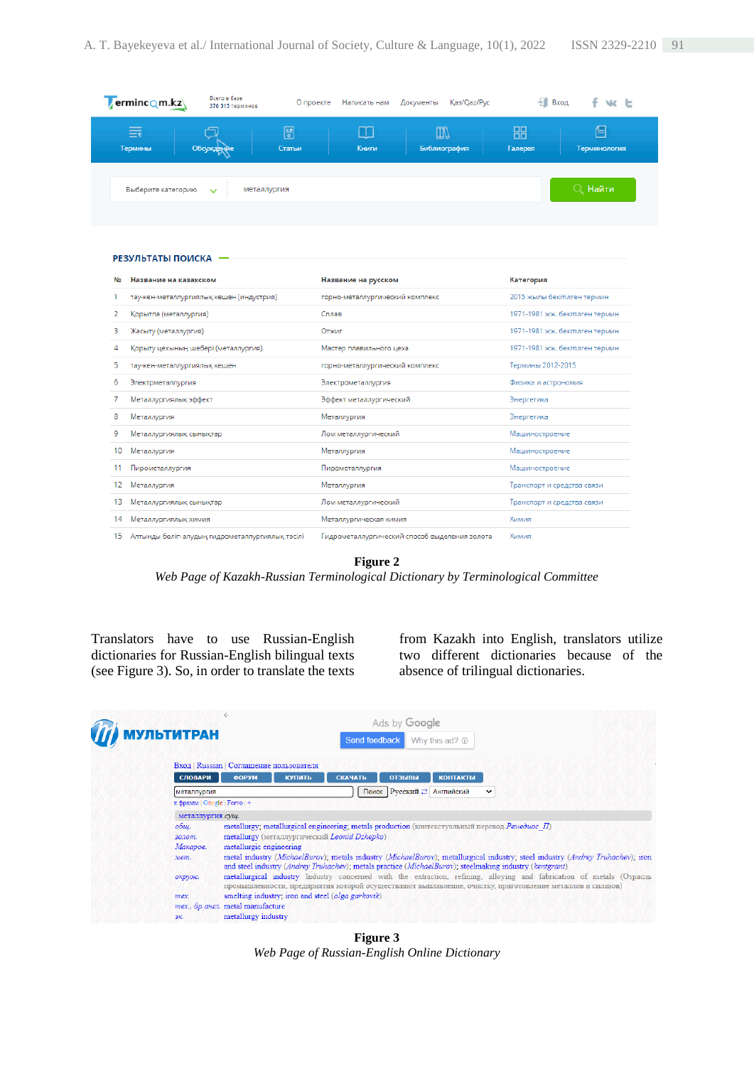**Figure 2**

*Web Page of Kazakh-Russian Terminological Dictionary by Terminological Committee*

Translators have to use Russian-English dictionaries for Russian-English bilingual texts (see Figure 3). So, in order to translate the texts from Kazakh into English, translators utilize two different dictionaries because of the absence of trilingual dictionaries.

**Figure 3**

*Web Page of Russian-English Online Dictionary*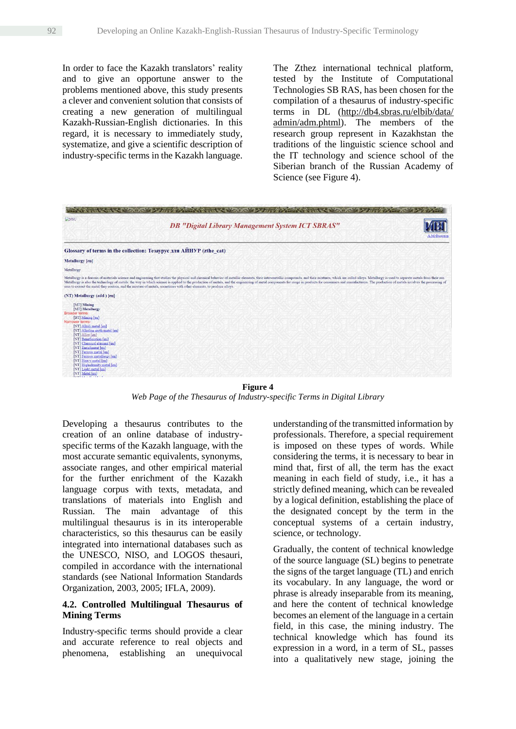In order to face the Kazakh translators' reality and to give an opportune answer to the problems mentioned above, this study presents a clever and convenient solution that consists of creating a new generation of multilingual Kazakh-Russian-English dictionaries. In this regard, it is necessary to immediately study, systematize, and give a scientific description of industry-specific terms in the Kazakh language.

The Zthez international technical platform, tested by the Institute of Computational Technologies SB RAS, has been chosen for the compilation of a thesaurus of industry-specific terms in DL (http://db4.sbras.ru/elbib/data/admin/adm.phtml). The members of the research group represent in Kazakhstan the traditions of the linguistic science school and the IT technology and science school of the Siberian branch of the Russian Academy of Science (see Figure 4).

**Figure 4**
*Web Page of the Thesaurus of Industry-specific Terms in Digital Library*

Developing a thesaurus contributes to the creation of an online database of industry-specific terms of the Kazakh language, with the most accurate semantic equivalents, synonyms, associate ranges, and other empirical material for the further enrichment of the Kazakh language corpus with texts, metadata, and translations of materials into English and Russian. The main advantage of this multilingual thesaurus is in its interoperable characteristics, so this thesaurus can be easily integrated into international databases such as the UNESCO, NISO, and LOGOS thesauri, compiled in accordance with the international standards (see National Information Standards Organization, 2003, 2005; IFLA, 2009).

## 4.2. Controlled Multilingual Thesaurus of Mining Terms

Industry-specific terms should provide a clear and accurate reference to real objects and phenomena, establishing an unequivocal understanding of the transmitted information by professionals. Therefore, a special requirement is imposed on these types of words. While considering the terms, it is necessary to bear in mind that, first of all, the term has the exact meaning in each field of study, i.e., it has a strictly defined meaning, which can be revealed by a logical definition, establishing the place of the designated concept by the term in the conceptual systems of a certain industry, science, or technology.

Gradually, the content of technical knowledge of the source language (SL) begins to penetrate the signs of the target language (TL) and enrich its vocabulary. In any language, the word or phrase is already inseparable from its meaning, and here the content of technical knowledge becomes an element of the language in a certain field, in this case, the mining industry. The technical knowledge which has found its expression in a word, in a term of SL, passes into a qualitatively new stage, joining the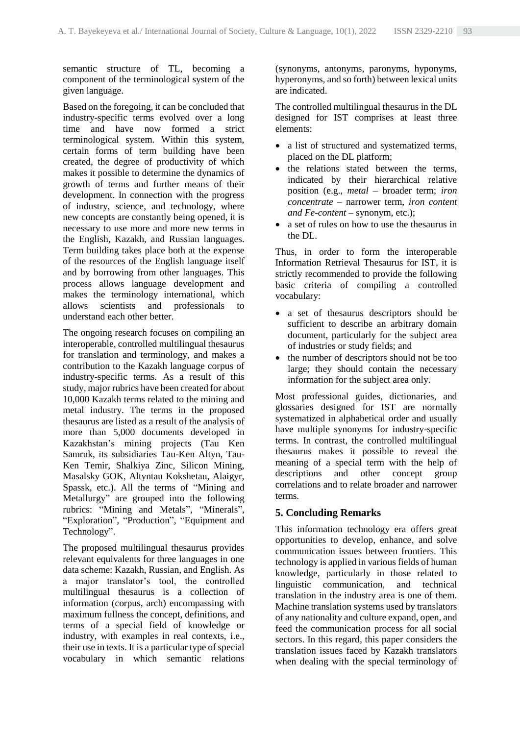semantic structure of TL, becoming a component of the terminological system of the given language.

Based on the foregoing, it can be concluded that industry-specific terms evolved over a long time and have now formed a strict terminological system. Within this system, certain forms of term building have been created, the degree of productivity of which makes it possible to determine the dynamics of growth of terms and further means of their development. In connection with the progress of industry, science, and technology, where new concepts are constantly being opened, it is necessary to use more and more new terms in the English, Kazakh, and Russian languages. Term building takes place both at the expense of the resources of the English language itself and by borrowing from other languages. This process allows language development and makes the terminology international, which allows scientists and professionals to understand each other better.

The ongoing research focuses on compiling an interoperable, controlled multilingual thesaurus for translation and terminology, and makes a contribution to the Kazakh language corpus of industry-specific terms. As a result of this study, major rubrics have been created for about 10,000 Kazakh terms related to the mining and metal industry. The terms in the proposed thesaurus are listed as a result of the analysis of more than 5,000 documents developed in Kazakhstan's mining projects (Tau Ken Samruk, its subsidiaries Tau-Ken Altyn, Tau-Ken Temir, Shalkiya Zinc, Silicon Mining, Masalsky GOK, Altyntau Kokshetau, Alaigyr, Spassk, etc.). All the terms of "Mining and Metallurgy" are grouped into the following rubrics: "Mining and Metals", "Minerals", "Exploration", "Production", "Equipment and Technology".

The proposed multilingual thesaurus provides relevant equivalents for three languages in one data scheme: Kazakh, Russian, and English. As a major translator's tool, the controlled multilingual thesaurus is a collection of information (corpus, arch) encompassing with maximum fullness the concept, definitions, and terms of a special field of knowledge or industry, with examples in real contexts, i.e., their use in texts. It is a particular type of special vocabulary in which semantic relations (synonyms, antonyms, paronyms, hyponyms, hyperonyms, and so forth) between lexical units are indicated.

The controlled multilingual thesaurus in the DL designed for IST comprises at least three elements:

- a list of structured and systematized terms, placed on the DL platform;
- the relations stated between the terms, indicated by their hierarchical relative position (e.g., *metal* – broader term; *iron concentrate* – narrower term, *iron content and Fe-content* – synonym, etc.);
- a set of rules on how to use the thesaurus in the DL.

Thus, in order to form the interoperable Information Retrieval Thesaurus for IST, it is strictly recommended to provide the following basic criteria of compiling a controlled vocabulary:

- a set of thesaurus descriptors should be sufficient to describe an arbitrary domain document, particularly for the subject area of industries or study fields; and
- the number of descriptors should not be too large; they should contain the necessary information for the subject area only.

Most professional guides, dictionaries, and glossaries designed for IST are normally systematized in alphabetical order and usually have multiple synonyms for industry-specific terms. In contrast, the controlled multilingual thesaurus makes it possible to reveal the meaning of a special term with the help of descriptions and other concept group correlations and to relate broader and narrower terms.

## 5. Concluding Remarks

This information technology era offers great opportunities to develop, enhance, and solve communication issues between frontiers. This technology is applied in various fields of human knowledge, particularly in those related to linguistic communication, and technical translation in the industry area is one of them. Machine translation systems used by translators of any nationality and culture expand, open, and feed the communication process for all social sectors. In this regard, this paper considers the translation issues faced by Kazakh translators when dealing with the special terminology of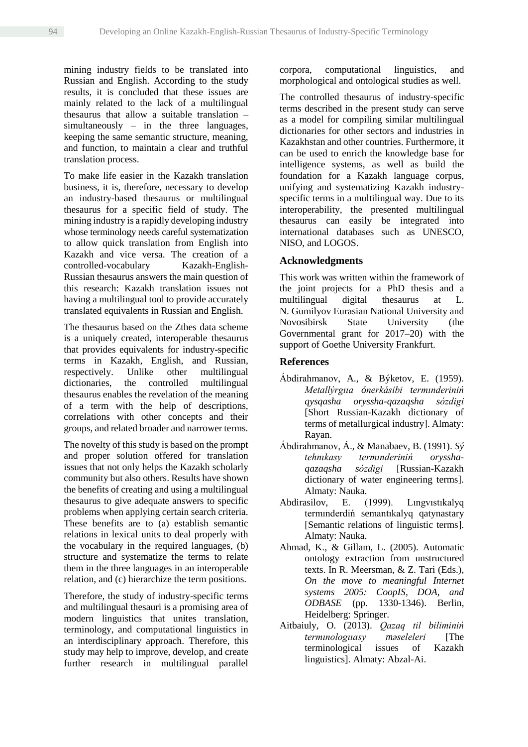mining industry fields to be translated into Russian and English. According to the study results, it is concluded that these issues are mainly related to the lack of a multilingual thesaurus that allow a suitable translation – simultaneously – in the three languages, keeping the same semantic structure, meaning, and function, to maintain a clear and truthful translation process.

To make life easier in the Kazakh translation business, it is, therefore, necessary to develop an industry-based thesaurus or multilingual thesaurus for a specific field of study. The mining industry is a rapidly developing industry whose terminology needs careful systematization to allow quick translation from English into Kazakh and vice versa. The creation of a controlled-vocabulary Kazakh-English-Russian thesaurus answers the main question of this research: Kazakh translation issues not having a multilingual tool to provide accurately translated equivalents in Russian and English.

The thesaurus based on the Zthes data scheme is a uniquely created, interoperable thesaurus that provides equivalents for industry-specific terms in Kazakh, English, and Russian, respectively. Unlike other multilingual dictionaries, the controlled multilingual thesaurus enables the revelation of the meaning of a term with the help of descriptions, correlations with other concepts and their groups, and related broader and narrower terms.

The novelty of this study is based on the prompt and proper solution offered for translation issues that not only helps the Kazakh scholarly community but also others. Results have shown the benefits of creating and using a multilingual thesaurus to give adequate answers to specific problems when applying certain search criteria. These benefits are to (a) establish semantic relations in lexical units to deal properly with the vocabulary in the required languages, (b) structure and systematize the terms to relate them in the three languages in an interoperable relation, and (c) hierarchize the term positions.

Therefore, the study of industry-specific terms and multilingual thesauri is a promising area of modern linguistics that unites translation, terminology, and computational linguistics in an interdisciplinary approach. Therefore, this study may help to improve, develop, and create further research in multilingual parallel corpora, computational linguistics, and morphological and ontological studies as well.

The controlled thesaurus of industry-specific terms described in the present study can serve as a model for compiling similar multilingual dictionaries for other sectors and industries in Kazakhstan and other countries. Furthermore, it can be used to enrich the knowledge base for intelligence systems, as well as build the foundation for a Kazakh language corpus, unifying and systematizing Kazakh industry-specific terms in a multilingual way. Due to its interoperability, the presented multilingual thesaurus can easily be integrated into international databases such as UNESCO, NISO, and LOGOS.

## Acknowledgments

This work was written within the framework of the joint projects for a PhD thesis and a multilingual digital thesaurus at L. N. Gumilyov Eurasian National University and Novosibirsk State University (the Governmental grant for 2017–20) with the support of Goethe University Frankfurt.

## References

Ábdirahmanov, A., & Býketov, E. (1959). *Metallýrgıa ónerkásibi termınderiniń qysqasha oryssha-qazaqsha sózdigi* [Short Russian-Kazakh dictionary of terms of metallurgical industry]. Almaty: Rayan.

Ábdirahmanov, Á., & Manabaev, B. (1991). *Sý tehnıkasy termınderiniń oryssha-qazaqsha sózdigi* [Russian-Kazakh dictionary of water engineering terms]. Almaty: Nauka.

Abdirasilov, E. (1999). Lıngvıstıkalyq termınderdiń semantıkalyq qatynastary [Semantic relations of linguistic terms]. Almaty: Nauka.

Ahmad, K., & Gillam, L. (2005). Automatic ontology extraction from unstructured texts. In R. Meersman, & Z. Tari (Eds.), *On the move to meaningful Internet systems 2005: CoopIS, DOA, and ODBASE* (pp. 1330-1346). Berlin, Heidelberg: Springer.

Aitbaiuly, O. (2013). *Qazaq til biliminiń termınologıasy máseleleri* [The terminological issues of Kazakh linguistics]. Almaty: Abzal-Ai.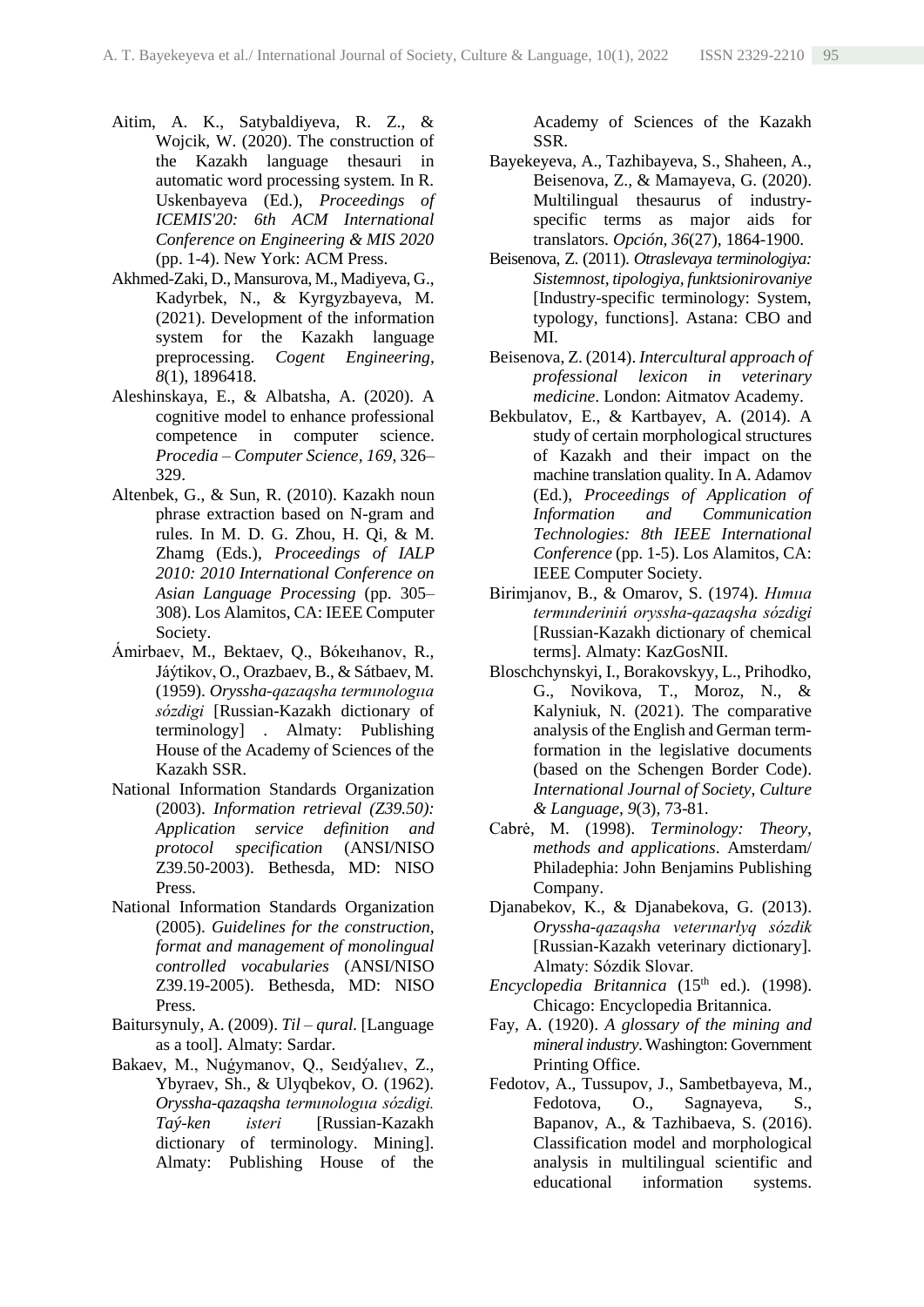Aitim, A. K., Satybaldiyeva, R. Z., & Wojcik, W. (2020). The construction of the Kazakh language thesauri in automatic word processing system. In R. Uskenbayeva (Ed.), *Proceedings of ICEMIS'20: 6th ACM International Conference on Engineering & MIS 2020* (pp. 1-4). New York: ACM Press.

Akhmed-Zaki, D., Mansurova, M., Madiyeva, G., Kadyrbek, N., & Kyrgyzbayeva, M. (2021). Development of the information system for the Kazakh language preprocessing. *Cogent Engineering, 8*(1), 1896418.

Aleshinskaya, E., & Albatsha, A. (2020). A cognitive model to enhance professional competence in computer science. *Procedia – Computer Science, 169,* 326–329.

Altenbek, G., & Sun, R. (2010). Kazakh noun phrase extraction based on N-gram and rules. In M. D. G. Zhou, H. Qi, & M. Zhamg (Eds.), *Proceedings of IALP 2010: 2010 International Conference on Asian Language Processing* (pp. 305–308). Los Alamitos, CA: IEEE Computer Society.

Ámirbaev, M., Bektaev, Q., Bókeıhanov, R., Jáýtikov, O., Orazbaev, B., & Sátbaev, M. (1959). *Oryssha-qazaqsha termınologıa sózdigi* [Russian-Kazakh dictionary of terminology] . Almaty: Publishing House of the Academy of Sciences of the Kazakh SSR.

National Information Standards Organization (2003). *Information retrieval (Z39.50): Application service definition and protocol specification* (ANSI/NISO Z39.50-2003). Bethesda, MD: NISO Press.

National Information Standards Organization (2005). *Guidelines for the construction, format and management of monolingual controlled vocabularies* (ANSI/NISO Z39.19-2005). Bethesda, MD: NISO Press.

Baitursynuly, A. (2009). *Til – qural.* [Language as a tool]. Almaty: Sardar.

Bakaev, M., Nuǵymanov, Q., Seıdýalıev, Z., Ybyraev, Sh., & Ulyqbekov, O. (1962). *Oryssha-qazaqsha termınologıa sózdigi. Taý-ken isteri* [Russian-Kazakh dictionary of terminology. Mining]. Almaty: Publishing House of the Academy of Sciences of the Kazakh SSR.

Bayekeyeva, A., Tazhibayeva, S., Shaheen, A., Beisenova, Z., & Mamayeva, G. (2020). Multilingual thesaurus of industry-specific terms as major aids for translators. *Opción, 36*(27), 1864-1900.

Beisenova, Z. (2011). *Otraslevaya terminologiya: Sistemnost, tipologiya, funktsionirovaniye* [Industry-specific terminology: System, typology, functions]. Astana: CBO and MI.

Beisenova, Z. (2014). *Intercultural approach of professional lexicon in veterinary medicine*. London: Aitmatov Academy.

Bekbulatov, E., & Kartbayev, A. (2014). A study of certain morphological structures of Kazakh and their impact on the machine translation quality. In A. Adamov (Ed.), *Proceedings of Application of Information and Communication Technologies: 8th IEEE International Conference* (pp. 1-5). Los Alamitos, CA: IEEE Computer Society.

Birimjanov, B., & Omarov, S. (1974). *Hımıa termınderiniń oryssha-qazaqsha sózdigi* [Russian-Kazakh dictionary of chemical terms]. Almaty: KazGosNII.

Bloschchynskyi, I., Borakovskyy, L., Prihodko, G., Novikova, T., Moroz, N., & Kalyniuk, N. (2021). The comparative analysis of the English and German term-formation in the legislative documents (based on the Schengen Border Code). *International Journal of Society, Culture & Language, 9*(3), 73-81.

Cabrė, M. (1998). *Terminology: Theory, methods and applications*. Amsterdam/ Philadephia: John Benjamins Publishing Company.

Djanabekov, K., & Djanabekova, G. (2013). *Oryssha-qazaqsha veterınarlyq sózdik* [Russian-Kazakh veterinary dictionary]. Almaty: Sózdik Slovar.

*Encyclopedia Britannica* (15th ed.). (1998). Chicago: Encyclopedia Britannica.

Fay, A. (1920). *A glossary of the mining and mineral industry*. Washington: Government Printing Office.

Fedotov, A., Tussupov, J., Sambetbayeva, M., Fedotova, O., Sagnayeva, S., Bapanov, A., & Tazhibaeva, S. (2016). Classification model and morphological analysis in multilingual scientific and educational information systems.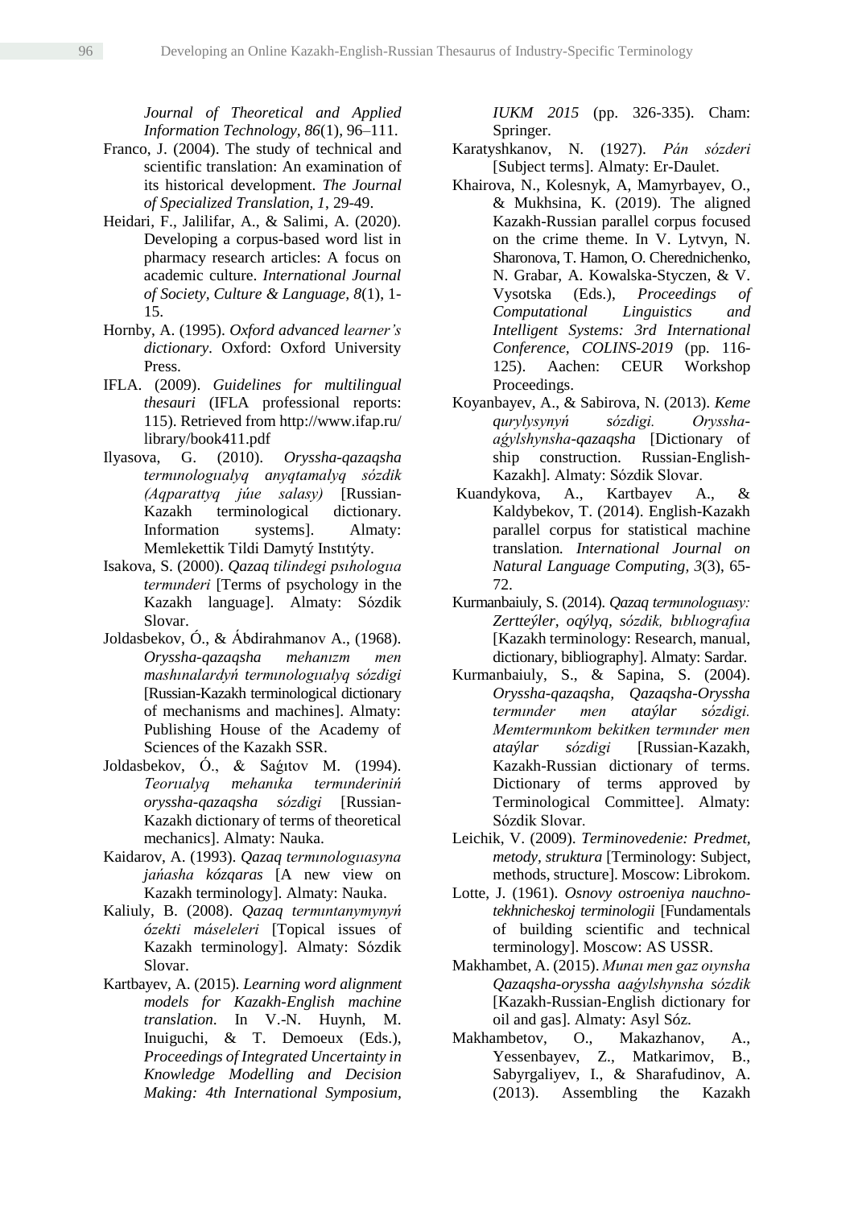*Journal of Theoretical and Applied Information Technology, 86*(1), 96–111.

Franco, J. (2004). The study of technical and scientific translation: An examination of its historical development. *The Journal of Specialized Translation, 1*, 29-49.

Heidari, F., Jalilifar, A., & Salimi, A. (2020). Developing a corpus-based word list in pharmacy research articles: A focus on academic culture. *International Journal of Society, Culture & Language, 8*(1), 1-15.

Hornby, A. (1995). *Oxford advanced learner's dictionary*. Oxford: Oxford University Press.

IFLA. (2009). *Guidelines for multilingual thesauri* (IFLA professional reports: 115). Retrieved from http://www.ifap.ru/library/book411.pdf

Ilyasova, G. (2010). *Oryssha-qazaqsha termınologıalyq anyqtamalyq sózdik (Aqparattyq júıe salasy)* [Russian-Kazakh terminological dictionary. Information systems]. Almaty: Memlekettik Tildi Damytý Instıtýty.

Isakova, S. (2000). *Qazaq tilindegi psıhologııa termınderi* [Terms of psychology in the Kazakh language]. Almaty: Sózdik Slovar.

Joldasbekov, Ó., & Ábdirahmanov A., (1968). *Oryssha-qazaqsha mehanızm men mashınalardyń termınologıalyq sózdigi* [Russian-Kazakh terminological dictionary of mechanisms and machines]. Almaty: Publishing House of the Academy of Sciences of the Kazakh SSR.

Joldasbekov, Ó., & Saǵıtov M. (1994). *Teorıalyq mehanıka termınderiniń oryssha-qazaqsha sózdigi* [Russian-Kazakh dictionary of terms of theoretical mechanics]. Almaty: Nauka.

Kaidarov, A. (1993). *Qazaq termınologııasyna jańasha kózqaras* [A new view on Kazakh terminology]. Almaty: Nauka.

Kaliuly, B. (2008). *Qazaq termıntanymynyń ózekti máseleleri* [Topical issues of Kazakh terminology]. Almaty: Sózdik Slovar.

Kartbayev, A. (2015). *Learning word alignment models for Kazakh-English machine translation*. In V.-N. Huynh, M. Inuiguchi, & T. Demoeux (Eds.), *Proceedings of Integrated Uncertainty in Knowledge Modelling and Decision Making: 4th International Symposium, IUKM 2015* (pp. 326-335). Cham: Springer.

Karatyshkanov, N. (1927). *Pán sózderi* [Subject terms]. Almaty: Er-Daulet.

Khairova, N., Kolesnyk, A, Mamyrbayev, O., & Mukhsina, K. (2019). The aligned Kazakh-Russian parallel corpus focused on the crime theme. In V. Lytvyn, N. Sharonova, T. Hamon, O. Cherednichenko, N. Grabar, A. Kowalska-Styczen, & V. Vysotska (Eds.), *Proceedings of Computational Linguistics and Intelligent Systems: 3rd International Conference, COLINS-2019* (pp. 116-125). Aachen: CEUR Workshop Proceedings.

Koyanbayev, A., & Sabirova, N. (2013). *Keme qurylysynyń sózdigi. Oryssha-aǵylshynsha-qazaqsha* [Dictionary of ship construction. Russian-English-Kazakh]. Almaty: Sózdik Slovar.

Kuandykova, A., Kartbayev A., & Kaldybekov, T. (2014). English-Kazakh parallel corpus for statistical machine translation. *International Journal on Natural Language Computing, 3*(3), 65-72.

Kurmanbaiuly, S. (2014). *Qazaq termınologııasy: Zertteýler, oqýlyq, sózdik, bıblıografııa* [Kazakh terminology: Research, manual, dictionary, bibliography]. Almaty: Sardar.

Kurmanbaiuly, S., & Sapina, S. (2004). *Oryssha-qazaqsha, Qazaqsha-Oryssha termınder men ataýlar sózdigi. Memtermınkom bekitken termınder men ataýlar sózdigi* [Russian-Kazakh, Kazakh-Russian dictionary of terms. Dictionary of terms approved by Terminological Committee]. Almaty: Sózdik Slovar.

Leichik, V. (2009). *Terminovedenie: Predmet, metody, struktura* [Terminology: Subject, methods, structure]. Moscow: Librokom.

Lotte, J. (1961). *Osnovy ostroeniya nauchno-tekhnicheskoj terminologii* [Fundamentals of building scientific and technical terminology]. Moscow: AS USSR.

Makhambet, A. (2015). *Munaı men gaz oıynsha Qazaqsha-oryssha aaǵylshynsha sózdik* [Kazakh-Russian-English dictionary for oil and gas]. Almaty: Asyl Sóz.

Makhambetov, O., Makazhanov, A., Yessenbayev, Z., Matkarimov, B., Sabyrgaliyev, I., & Sharafudinov, A. (2013). Assembling the Kazakh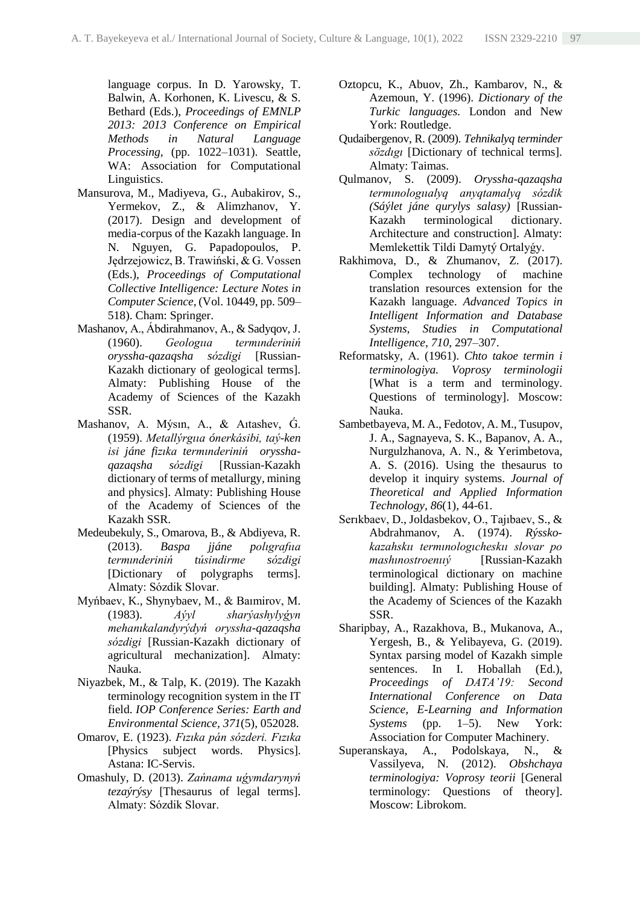language corpus. In D. Yarowsky, T. Balwin, A. Korhonen, K. Livescu, & S. Bethard (Eds.), *Proceedings of EMNLP 2013: 2013 Conference on Empirical Methods in Natural Language Processing*, (pp. 1022–1031). Seattle, WA: Association for Computational Linguistics.

Mansurova, M., Madiyeva, G., Aubakirov, S., Yermekov, Z., & Alimzhanov, Y. (2017). Design and development of media-corpus of the Kazakh language. In N. Nguyen, G. Papadopoulos, P. Jędrzejowicz, B. Trawiński, & G. Vossen (Eds.), *Proceedings of Computational Collective Intelligence: Lecture Notes in Computer Science*, (Vol. 10449, pp. 509–518). Cham: Springer.

Mashanov, A., Ábdirahmanov, A., & Sadyqov, J. (1960). *Geologııa termınderiniń oryssha-qazaqsha sózdigi* [Russian-Kazakh dictionary of geological terms]. Almaty: Publishing House of the Academy of Sciences of the Kazakh SSR.

Mashanov, A. Mýsın, A., & Aıtashev, Ǵ. (1959). *Metallýrgııa ónerkásibi, taý-ken isi jáne fizıka termınderiniń oryssha-qazaqsha sózdigi* [Russian-Kazakh dictionary of terms of metallurgy, mining and physics]. Almaty: Publishing House of the Academy of Sciences of the Kazakh SSR.

Medeubekuly, S., Omarova, B., & Abdiyeva, R. (2013). *Baspa jjáne polıgrafııa termınderiniń túsindirme sózdigi* [Dictionary of polygraphs terms]. Almaty: Sózdik Slovar.

Myńbaev, K., Shynybaev, M., & Baımirov, M. (1983). *Aýyl sharýashylyǵyn mehanıkalandyrýdyń oryssha-qazaqsha sózdigi* [Russian-Kazakh dictionary of agricultural mechanization]. Almaty: Nauka.

Niyazbek, M., & Talp, K. (2019). The Kazakh terminology recognition system in the IT field. *IOP Conference Series: Earth and Environmental Science, 371*(5), 052028.

Omarov, E. (1923). *Fızıka pán sózderi. Fızıka* [Physics subject words. Physics]. Astana: IC-Servis.

Omashuly, D. (2013). *Zańnama uǵymdarynyń tezaýrýsy* [Thesaurus of legal terms]. Almaty: Sózdik Slovar.

Oztopcu, K., Abuov, Zh., Kambarov, N., & Azemoun, Y. (1996). *Dictionary of the Turkic languages.* London and New York: Routledge.

Qudaibergenov, R. (2009). *Tehnikalyq terminder sözdıgı* [Dictionary of technical terms]. Almaty: Taimas.

Qulmanov, S. (2009). *Oryssha-qazaqsha termınologııalyq anyqtamalyq sózdik (Sáýlet jáne qurylys salasy)* [Russian-Kazakh terminological dictionary. Architecture and construction]. Almaty: Memlekettik Tildi Damytý Ortalyǵy.

Rakhimova, D., & Zhumanov, Z. (2017). Complex technology of machine translation resources extension for the Kazakh language. *Advanced Topics in Intelligent Information and Database Systems, Studies in Computational Intelligence, 710*, 297–307.

Reformatsky, A. (1961). *Chto takoe termin i terminologiya. Voprosy terminologii* [What is a term and terminology. Questions of terminology]. Moscow: Nauka.

Sambetbayeva, M. A., Fedotov, A. M., Tusupov, J. A., Sagnayeva, S. K., Bapanov, A. A., Nurgulzhanova, A. N., & Yerimbetova, A. S. (2016). Using the thesaurus to develop it inquiry systems. *Journal of Theoretical and Applied Information Technology, 86*(1), 44-61.

Serıkbaev, D., Joldasbekov, O., Tajıbaev, S., & Abdrahmanov, A. (1974). *Rýssko-kazahskıı termınologıcheskıı slovar po mashınostroenııý* [Russian-Kazakh terminological dictionary on machine building]. Almaty: Publishing House of the Academy of Sciences of the Kazakh SSR.

Sharipbay, A., Razakhova, B., Mukanova, A., Yergesh, B., & Yelibayeva, G. (2019). Syntax parsing model of Kazakh simple sentences. In I. Hoballah (Ed.), *Proceedings of DATA'19: Second International Conference on Data Science, E-Learning and Information Systems* (pp. 1–5). New York: Association for Computer Machinery.

Superanskaya, A., Podolskaya, N., & Vassilyeva, N. (2012). *Obshchaya terminologiya: Voprosy teorii* [General terminology: Questions of theory]. Moscow: Librokom.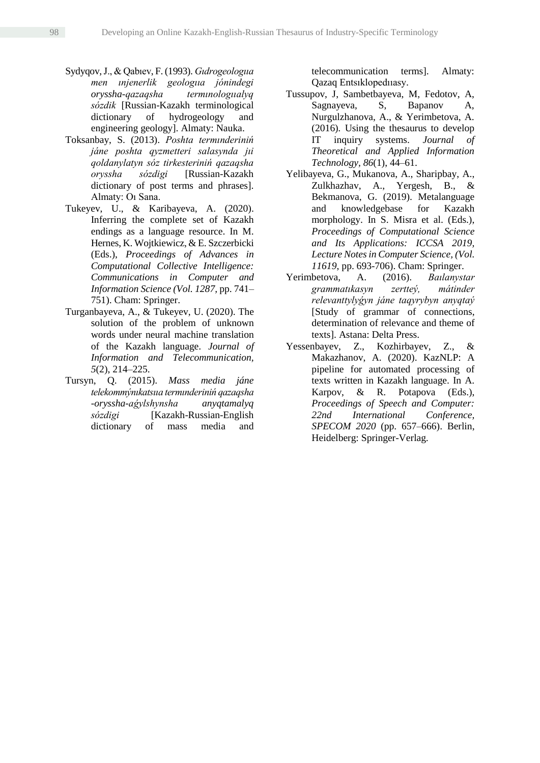Sydyqov, J., & Qabıev, F. (1993). *Gıdrogeologııa men ınjenerlik geologııa jónindegi oryssha-qazaqsha termınologııalyq sózdik* [Russian-Kazakh terminological dictionary of hydrogeology and engineering geology]. Almaty: Nauka.

Toksanbay, S. (2013). *Poshta termınderiniń jáne poshta qyzmetteri salasynda jıi qoldanylatyn sóz tirkesteriniń qazaqsha oryssha sózdigi* [Russian-Kazakh dictionary of post terms and phrases]. Almaty: Oı Sana.

Tukeyev, U., & Karibayeva, A. (2020). Inferring the complete set of Kazakh endings as a language resource. In M. Hernes, K. Wojtkiewicz, & E. Szczerbicki (Eds.), *Proceedings of Advances in Computational Collective Intelligence: Communications in Computer and Information Science (Vol. 1287*, pp. 741–751). Cham: Springer.

Turganbayeva, A., & Tukeyev, U. (2020). The solution of the problem of unknown words under neural machine translation of the Kazakh language. *Journal of Information and Telecommunication, 5*(2), 214–225.

Tursyn, Q. (2015). *Mass media jáne telekommýnıkatsııa termınderiniń qazaqsha -oryssha-aǵylshynsha anyqtamalyq sózdigi* [Kazakh-Russian-English dictionary of mass media and telecommunication terms]. Almaty: Qazaq Entsıklopedııasy.

Tussupov, J, Sambetbayeva, M, Fedotov, A, Sagnayeva, S, Bapanov A, Nurgulzhanova, A., & Yerimbetova, A. (2016). Using the thesaurus to develop IT inquiry systems. *Journal of Theoretical and Applied Information Technology*, *86*(1), 44–61.

Yelibayeva, G., Mukanova, A., Sharipbay, A., Zulkhazhav, A., Yergesh, B., & Bekmanova, G. (2019). Metalanguage and knowledgebase for Kazakh morphology. In S. Misra et al. (Eds.), *Proceedings of Computational Science and Its Applications: ICCSA 2019, Lecture Notes in Computer Science, (Vol. 11619*, pp. 693-706). Cham: Springer.

Yerimbetova, A. (2016). *Baılanystar grammatıkasyn zertteý, mátinder relevanttylyǵyn jáne taqyrybyn anyqtaý* [Study of grammar of connections, determination of relevance and theme of texts]. Astana: Delta Press.

Yessenbayev, Z., Kozhirbayev, Z., & Makazhanov, A. (2020). KazNLP: A pipeline for automated processing of texts written in Kazakh language. In A. Karpov, & R. Potapova (Eds.), *Proceedings of Speech and Computer: 22nd International Conference, SPECOM 2020* (pp. 657–666). Berlin, Heidelberg: Springer-Verlag.